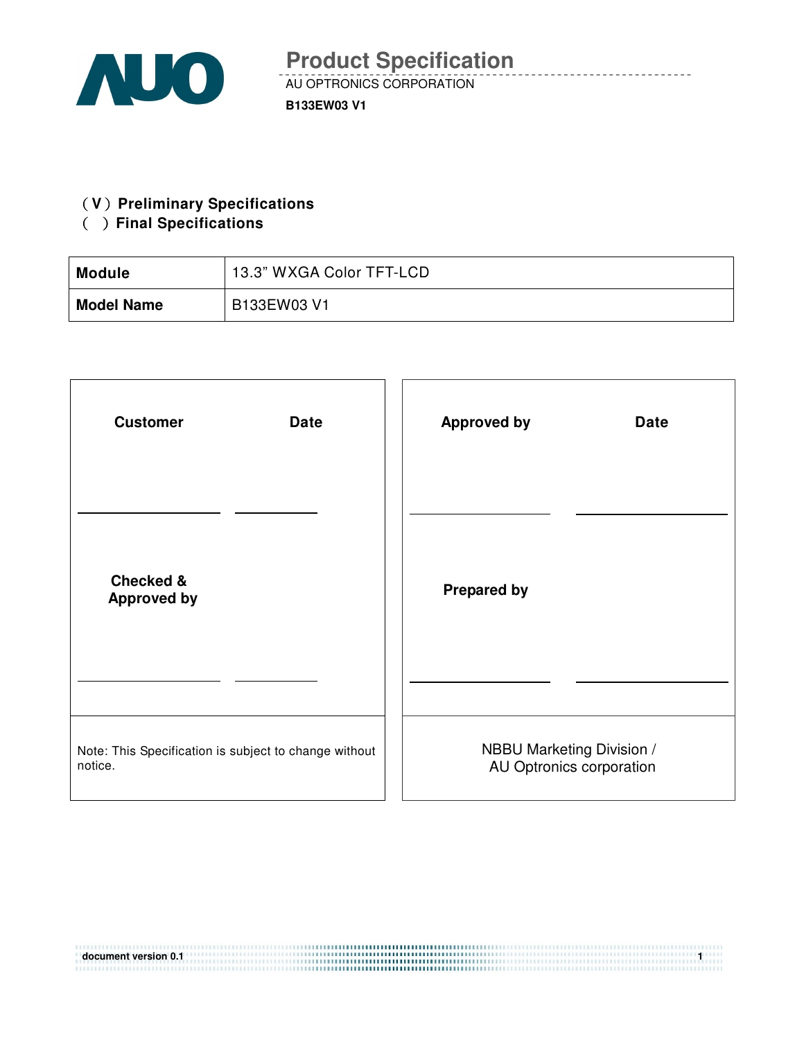# Product Specification

AU OPTRONICS CORPORATION

**B133EW03 V1**

**( V ) Preliminary Specifications**

**( ) Final Specifications**

| **Module** | 13.3" WXGA Color TFT-LCD |
|---|---|
| **Model Name** | B133EW03 V1 |

| **Customer** | **Date** | **Approved by** | **Date** |
|---|---|---|---|
| | | | |
| **Checked & Approved by** | | **Prepared by** | |
| | | | |
| Note: This Specification is subject to change without notice. | | NBBU Marketing Division / AU Optronics corporation | |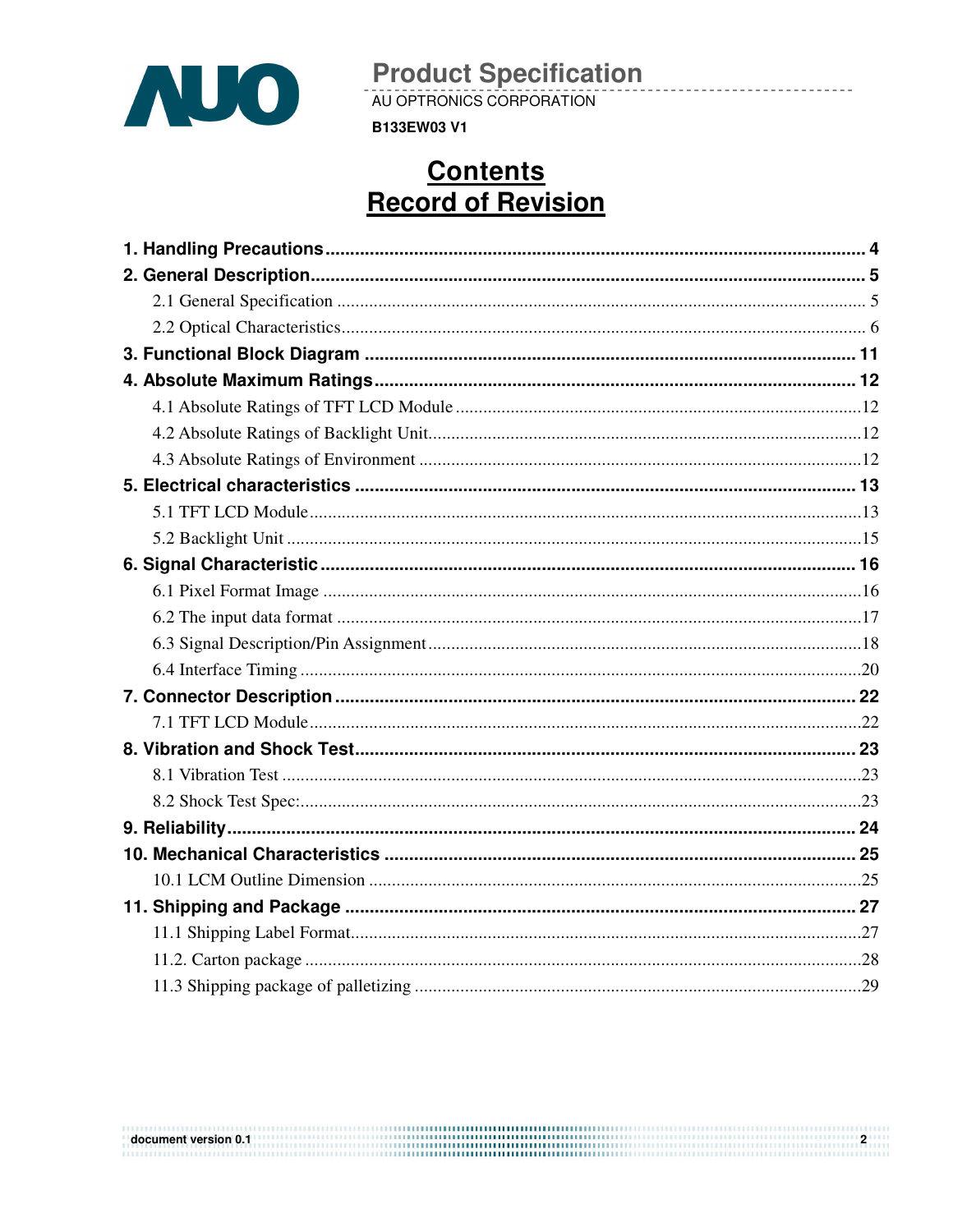# Contents

# Record of Revision

1. Handling Precautions ........................................................................................................ 4
2. General Description ........................................................................................................... 5
   - 2.1 General Specification ........................................................................................... 5
   - 2.2 Optical Characteristics ......................................................................................... 6
3. Functional Block Diagram .................................................................................................. 11
4. Absolute Maximum Ratings ................................................................................................ 12
   - 4.1 Absolute Ratings of TFT LCD Module ....................................................................... 12
   - 4.2 Absolute Ratings of Backlight Unit ............................................................................ 12
   - 4.3 Absolute Ratings of Environment .............................................................................. 12
5. Electrical characteristics .................................................................................................... 13
   - 5.1 TFT LCD Module .................................................................................................... 13
   - 5.2 Backlight Unit ........................................................................................................ 15
6. Signal Characteristic .......................................................................................................... 16
   - 6.1 Pixel Format Image ................................................................................................. 16
   - 6.2 The input data format ............................................................................................. 17
   - 6.3 Signal Description/Pin Assignment ........................................................................... 18
   - 6.4 Interface Timing ...................................................................................................... 20
7. Connector Description ........................................................................................................ 22
   - 7.1 TFT LCD Module .................................................................................................... 22
8. Vibration and Shock Test .................................................................................................... 23
   - 8.1 Vibration Test ......................................................................................................... 23
   - 8.2 Shock Test Spec: .................................................................................................... 23
9. Reliability .......................................................................................................................... 24
10. Mechanical Characteristics ............................................................................................... 25
    - 10.1 LCM Outline Dimension ......................................................................................... 25
11. Shipping and Package ...................................................................................................... 27
    - 11.1 Shipping Label Format ........................................................................................... 27
    - 11.2. Carton package ................................................................................................... 28
    - 11.3 Shipping package of palletizing .............................................................................. 29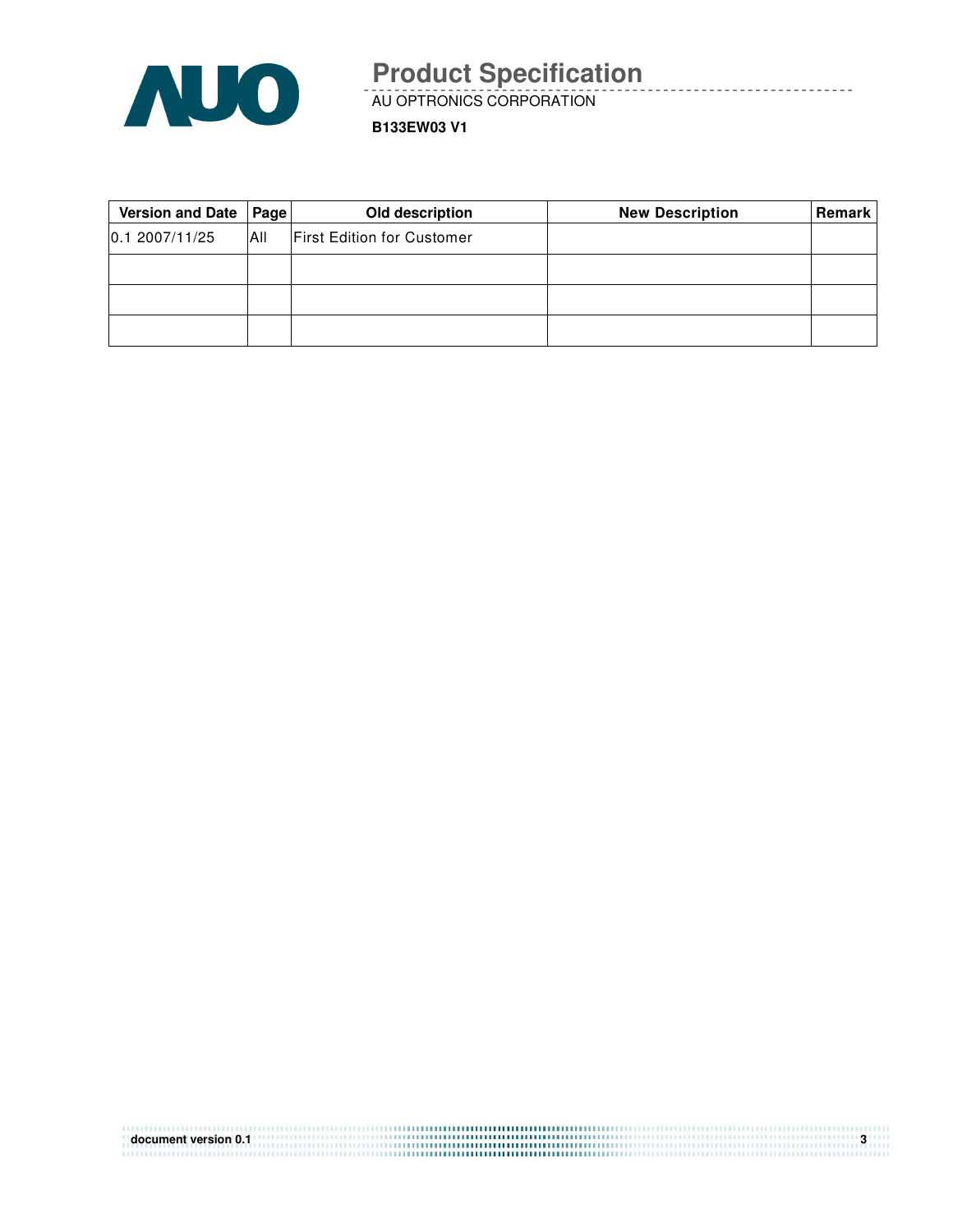| Version and Date | Page | Old description | New Description | Remark |
| --- | --- | --- | --- | --- |
| 0.1 2007/11/25 | All | First Edition for Customer | | |
| | | | | |
| | | | | |
| | | | | |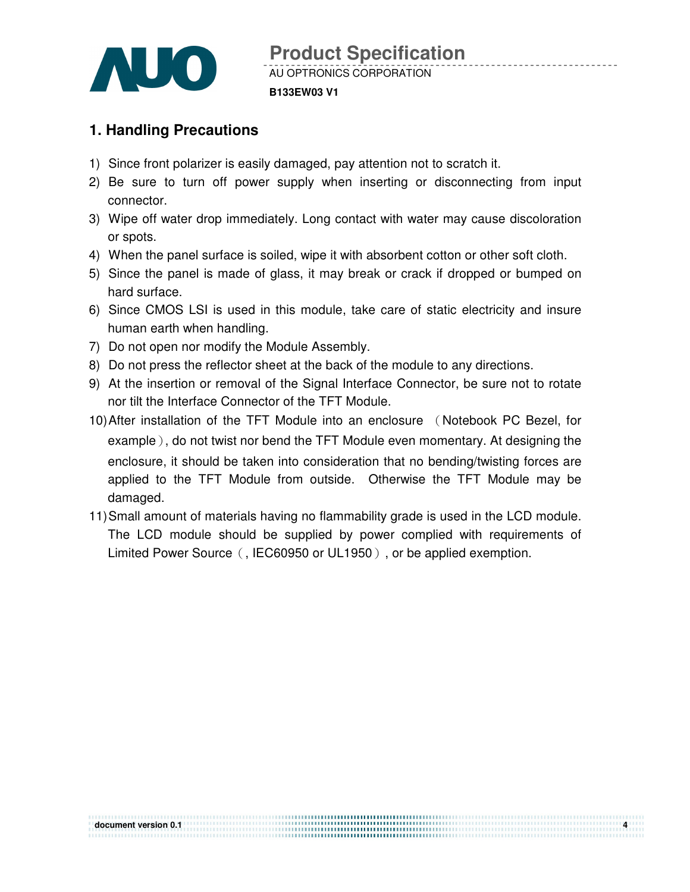## 1. Handling Precautions

1) Since front polarizer is easily damaged, pay attention not to scratch it.
2) Be sure to turn off power supply when inserting or disconnecting from input connector.
3) Wipe off water drop immediately. Long contact with water may cause discoloration or spots.
4) When the panel surface is soiled, wipe it with absorbent cotton or other soft cloth.
5) Since the panel is made of glass, it may break or crack if dropped or bumped on hard surface.
6) Since CMOS LSI is used in this module, take care of static electricity and insure human earth when handling.
7) Do not open nor modify the Module Assembly.
8) Do not press the reflector sheet at the back of the module to any directions.
9) At the insertion or removal of the Signal Interface Connector, be sure not to rotate nor tilt the Interface Connector of the TFT Module.
10) After installation of the TFT Module into an enclosure （Notebook PC Bezel, for example）, do not twist nor bend the TFT Module even momentary. At designing the enclosure, it should be taken into consideration that no bending/twisting forces are applied to the TFT Module from outside. Otherwise the TFT Module may be damaged.
11) Small amount of materials having no flammability grade is used in the LCD module. The LCD module should be supplied by power complied with requirements of Limited Power Source（, IEC60950 or UL1950）, or be applied exemption.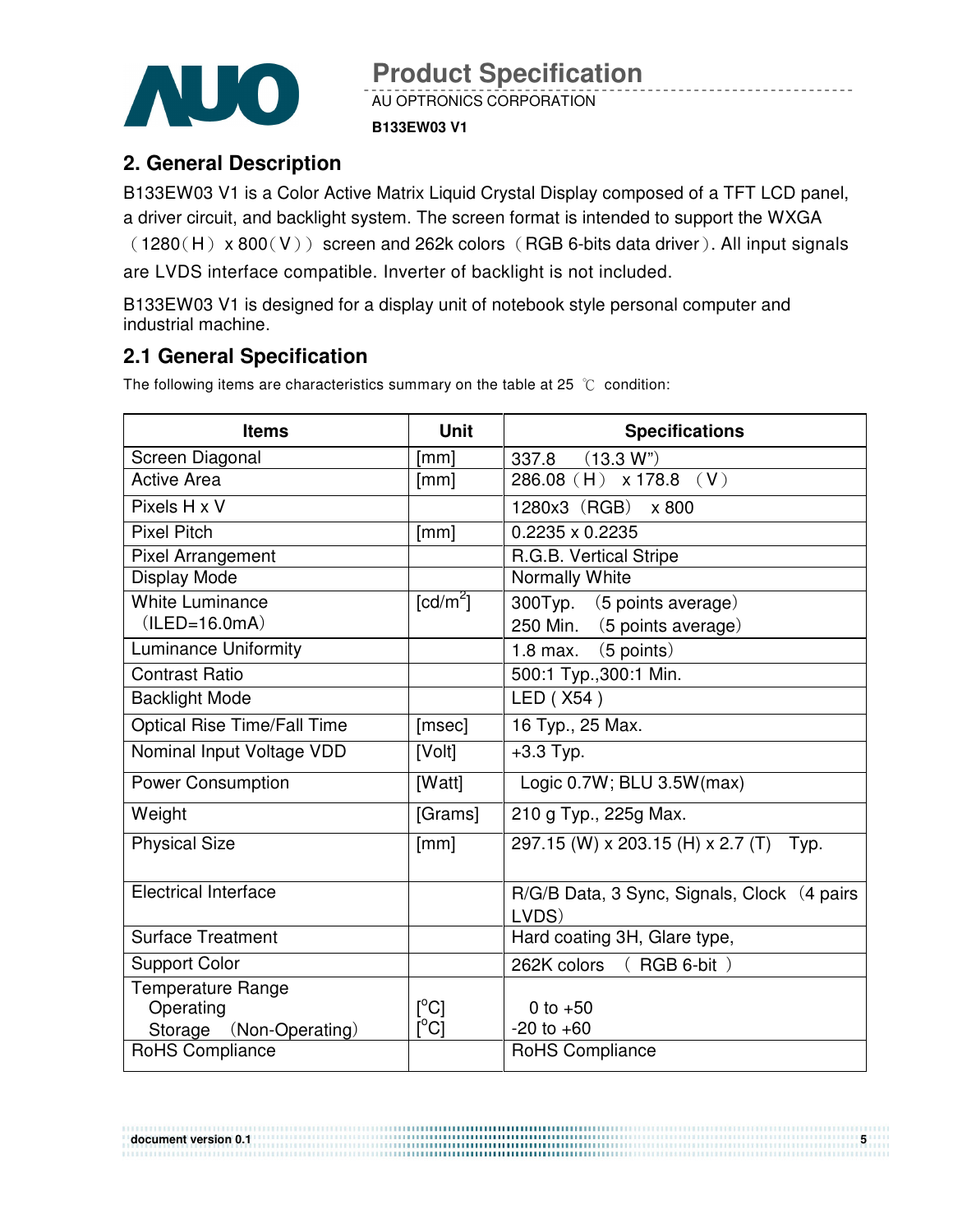## 2. General Description

B133EW03 V1 is a Color Active Matrix Liquid Crystal Display composed of a TFT LCD panel, a driver circuit, and backlight system. The screen format is intended to support the WXGA （1280（H） x 800（V）） screen and 262k colors （RGB 6-bits data driver）. All input signals are LVDS interface compatible. Inverter of backlight is not included.

B133EW03 V1 is designed for a display unit of notebook style personal computer and industrial machine.

## 2.1 General Specification

The following items are characteristics summary on the table at 25 ℃ condition:

| Items | Unit | Specifications |
|---|---|---|
| Screen Diagonal | [mm] | 337.8 (13.3 W") |
| Active Area | [mm] | 286.08（H） x 178.8 （V） |
| Pixels H x V | | 1280x3（RGB） x 800 |
| Pixel Pitch | [mm] | 0.2235 x 0.2235 |
| Pixel Arrangement | | R.G.B. Vertical Stripe |
| Display Mode | | Normally White |
| White Luminance （ILED=16.0mA） | [cd/m$^2$] | 300Typ. （5 points average）<br>250 Min. （5 points average） |
| Luminance Uniformity | | 1.8 max. （5 points） |
| Contrast Ratio | | 500:1 Typ.,300:1 Min. |
| Backlight Mode | | LED ( X54 ) |
| Optical Rise Time/Fall Time | [msec] | 16 Typ., 25 Max. |
| Nominal Input Voltage VDD | [Volt] | +3.3 Typ. |
| Power Consumption | [Watt] | Logic 0.7W; BLU 3.5W(max) |
| Weight | [Grams] | 210 g Typ., 225g Max. |
| Physical Size | [mm] | 297.15 (W) x 203.15 (H) x 2.7 (T) Typ. |
| Electrical Interface | | R/G/B Data, 3 Sync, Signals, Clock （4 pairs LVDS） |
| Surface Treatment | | Hard coating 3H, Glare type, |
| Support Color | | 262K colors （ RGB 6-bit ） |
| Temperature Range<br>Operating<br>Storage （Non-Operating） | <br>[$^o$C]<br>[$^o$C] | <br>0 to +50<br>-20 to +60 |
| RoHS Compliance | | RoHS Compliance |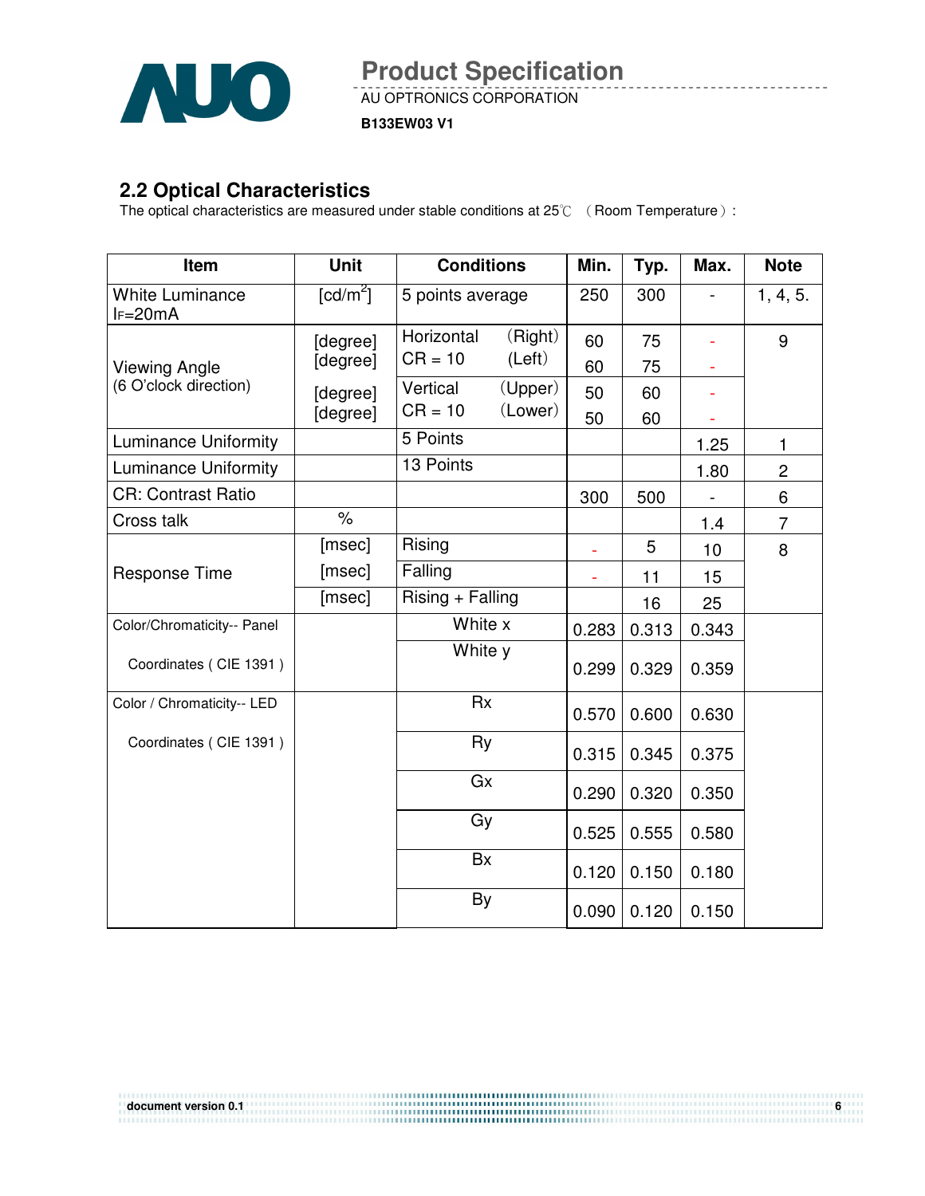## 2.2 Optical Characteristics

The optical characteristics are measured under stable conditions at 25℃ （Room Temperature）:

| Item | Unit | Conditions | | Min. | Typ. | Max. | Note |
|---|---|---|---|---|---|---|---|
| White Luminance $I_F$=20mA | [cd/m²] | 5 points average | | 250 | 300 | - | 1, 4, 5. |
| Viewing Angle (6 O'clock direction) | [degree] | Horizontal CR = 10 | (Right) | 60 | 75 | - | 9 |
| | [degree] | | (Left) | 60 | 75 | - | |
| | [degree] | Vertical CR = 10 | (Upper) | 50 | 60 | - | |
| | [degree] | | (Lower) | 50 | 60 | - | |
| Luminance Uniformity | | 5 Points | | | | 1.25 | 1 |
| Luminance Uniformity | | 13 Points | | | | 1.80 | 2 |
| CR: Contrast Ratio | | | | 300 | 500 | - | 6 |
| Cross talk | % | | | | | 1.4 | 7 |
| Response Time | [msec] | Rising | | - | 5 | 10 | 8 |
| | [msec] | Falling | | - | 11 | 15 | |
| | [msec] | Rising + Falling | | | 16 | 25 | |
| Color/Chromaticity-- Panel Coordinates ( CIE 1391 ) | | White x | | 0.283 | 0.313 | 0.343 | |
| | | White y | | 0.299 | 0.329 | 0.359 | |
| Color / Chromaticity-- LED Coordinates ( CIE 1391 ) | | Rx | | 0.570 | 0.600 | 0.630 | |
| | | Ry | | 0.315 | 0.345 | 0.375 | |
| | | Gx | | 0.290 | 0.320 | 0.350 | |
| | | Gy | | 0.525 | 0.555 | 0.580 | |
| | | Bx | | 0.120 | 0.150 | 0.180 | |
| | | By | | 0.090 | 0.120 | 0.150 | |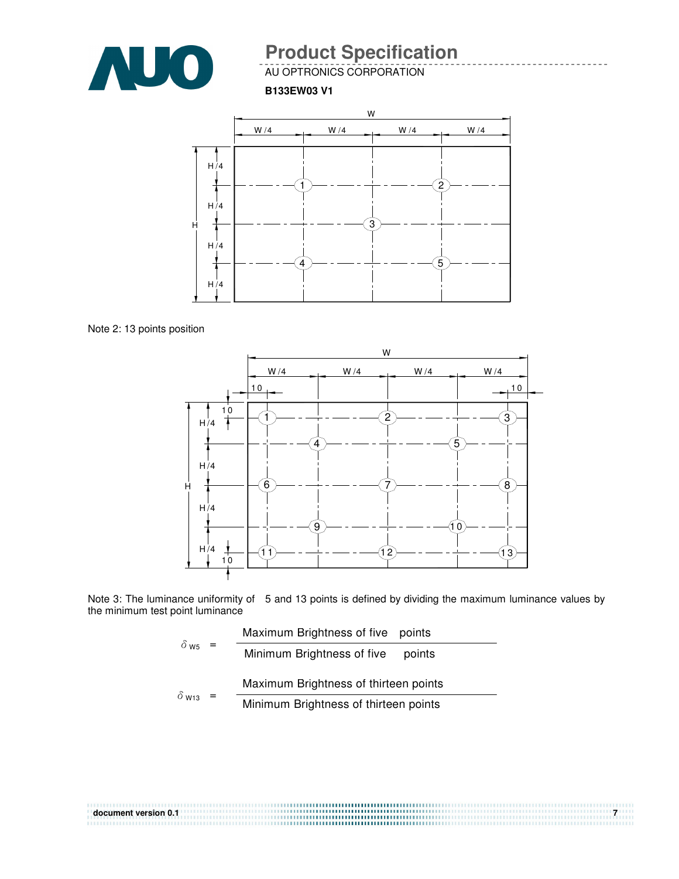Note 2: 13 points position

Note 3: The luminance uniformity of 5 and 13 points is defined by dividing the maximum luminance values by the minimum test point luminance

$$\delta_{W5} = \frac{\text{Maximum Brightness of five points}}{\text{Minimum Brightness of five points}}$$

$$\delta_{W13} = \frac{\text{Maximum Brightness of thirteen points}}{\text{Minimum Brightness of thirteen points}}$$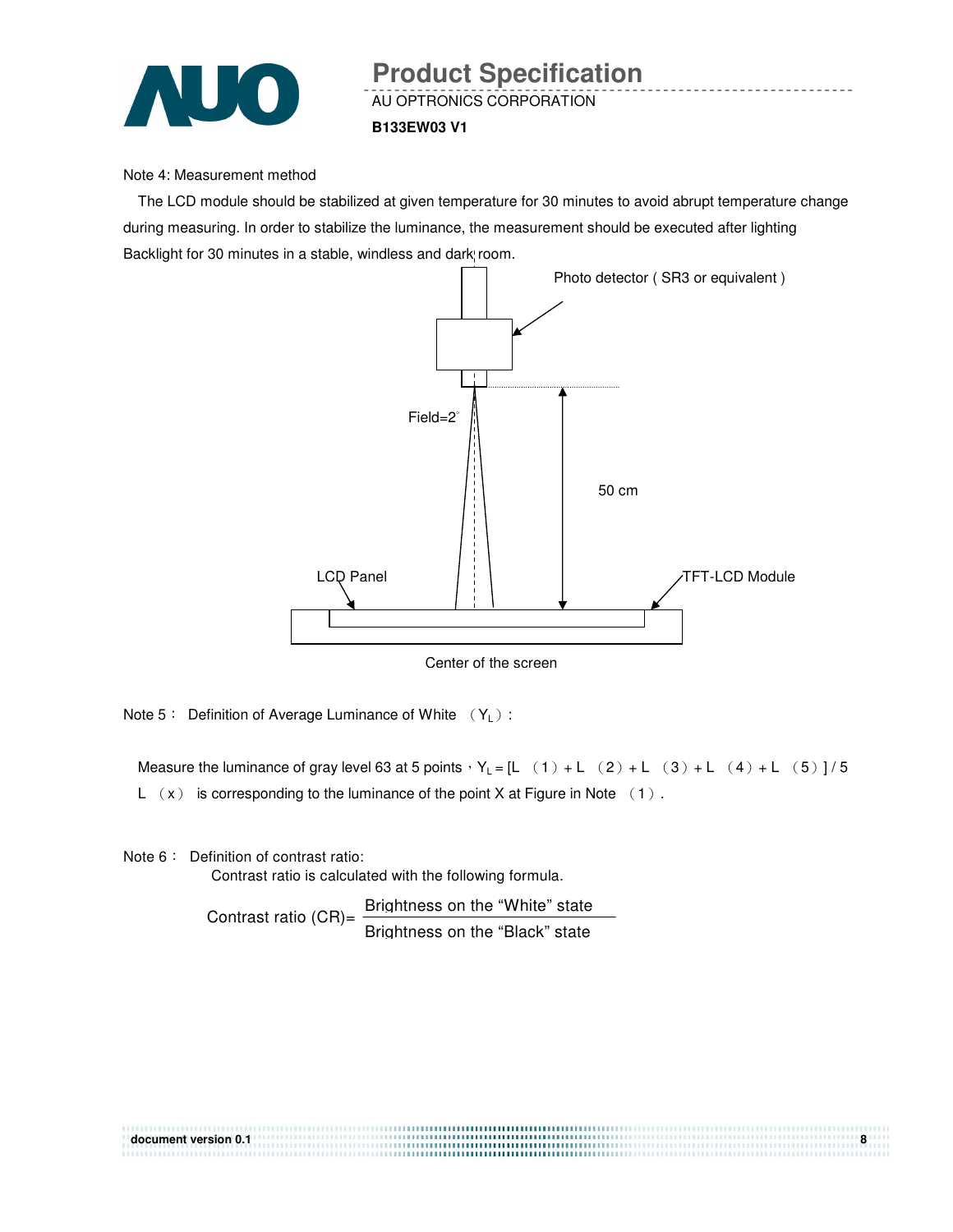Note 4: Measurement method

The LCD module should be stabilized at given temperature for 30 minutes to avoid abrupt temperature change during measuring. In order to stabilize the luminance, the measurement should be executed after lighting Backlight for 30 minutes in a stable, windless and dark room.

Photo detector ( SR3 or equivalent )

Field=2°

50 cm

LCD Panel

TFT-LCD Module

Center of the screen

Note 5： Definition of Average Luminance of White （$Y_L$）:

Measure the luminance of gray level 63 at 5 points，$Y_L$ = [L （1）+ L （2）+ L （3）+ L （4）+ L （5）] / 5

L （x） is corresponding to the luminance of the point X at Figure in Note （1）.

Note 6： Definition of contrast ratio:

Contrast ratio is calculated with the following formula.

$$\text{Contrast ratio (CR)} = \frac{\text{Brightness on the "White" state}}{\text{Brightness on the "Black" state}}$$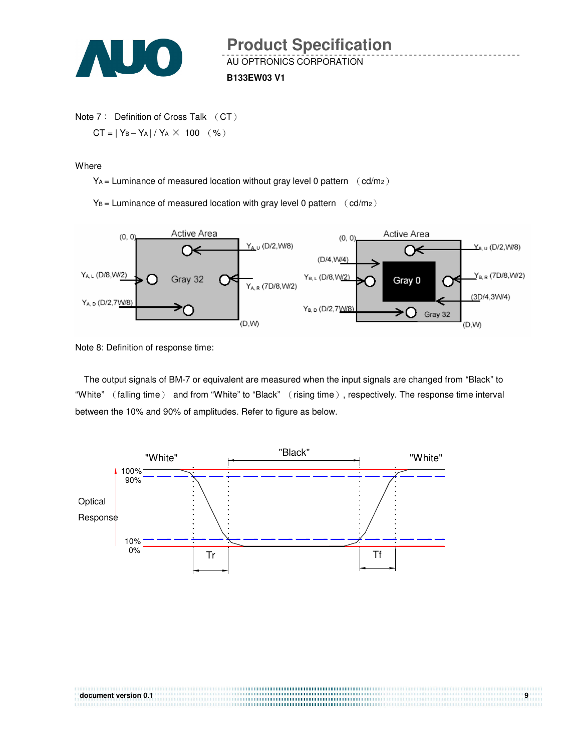Note 7： Definition of Cross Talk （CT）

$CT = | Y_B - Y_A | / Y_A \times 100$ （%）

Where

$Y_A$ = Luminance of measured location without gray level 0 pattern （cd/m2）

$Y_B$ = Luminance of measured location with gray level 0 pattern （cd/m2）

Note 8: Definition of response time:

The output signals of BM-7 or equivalent are measured when the input signals are changed from “Black” to “White” （falling time） and from “White” to “Black” （rising time）, respectively. The response time interval between the 10% and 90% of amplitudes. Refer to figure as below.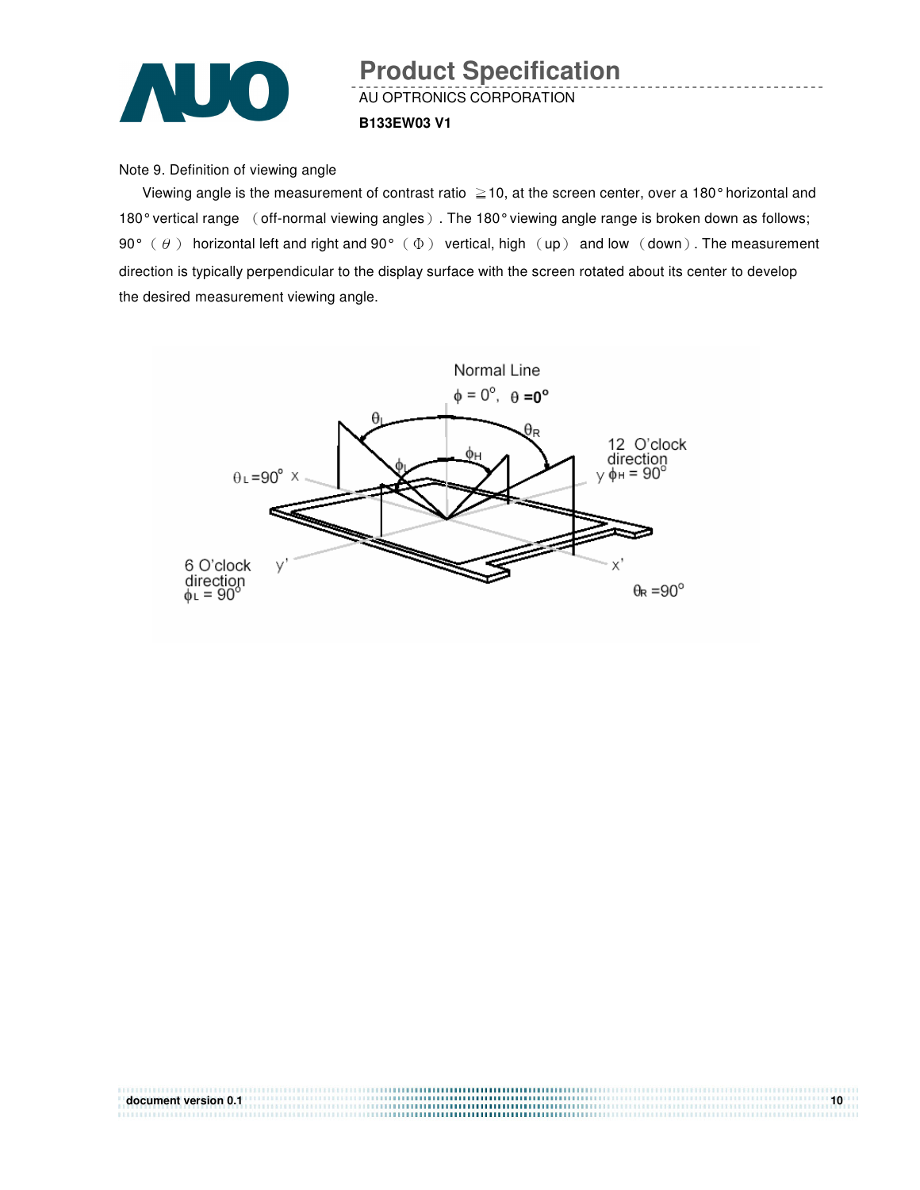Note 9. Definition of viewing angle

Viewing angle is the measurement of contrast ratio ≧10, at the screen center, over a 180° horizontal and 180° vertical range （off-normal viewing angles）. The 180° viewing angle range is broken down as follows; 90°（θ）horizontal left and right and 90°（Φ）vertical, high（up）and low（down）. The measurement direction is typically perpendicular to the display surface with the screen rotated about its center to develop the desired measurement viewing angle.

Normal Line

$\phi = 0^\circ$, $\theta = 0^\circ$

$\theta_L = 90^\circ$ x

12 O'clock direction y $\phi_H = 90^\circ$

6 O'clock direction $\phi_L = 90^\circ$ y'

x' $\theta_R = 90^\circ$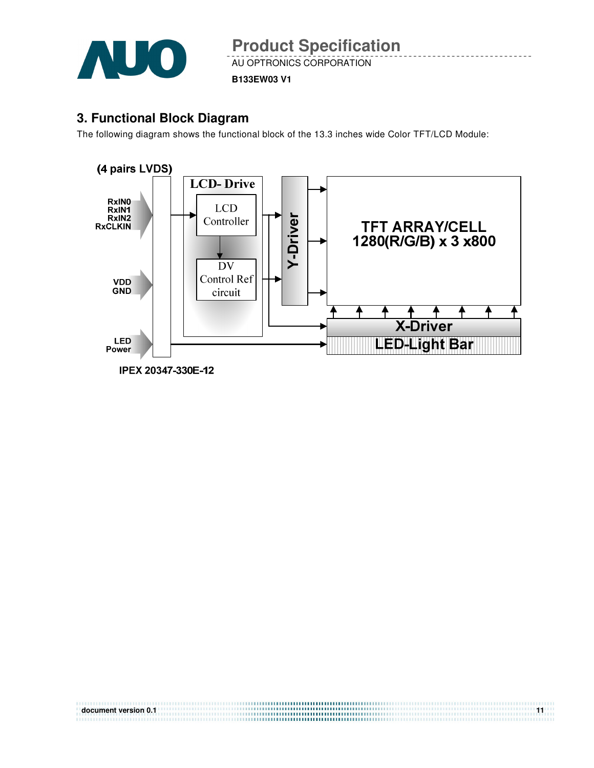## 3. Functional Block Diagram

The following diagram shows the functional block of the 13.3 inches wide Color TFT/LCD Module:

(4 pairs LVDS)

RxIN0
RxIN1
RxIN2
RxCLKIN

VDD
GND

LED
Power

IPEX 20347-330E-12

LCD- Drive

LCD Controller

DV Control Ref circuit

Y-Driver

TFT ARRAY/CELL
1280(R/G/B) x 3 x800

X-Driver

LED-Light Bar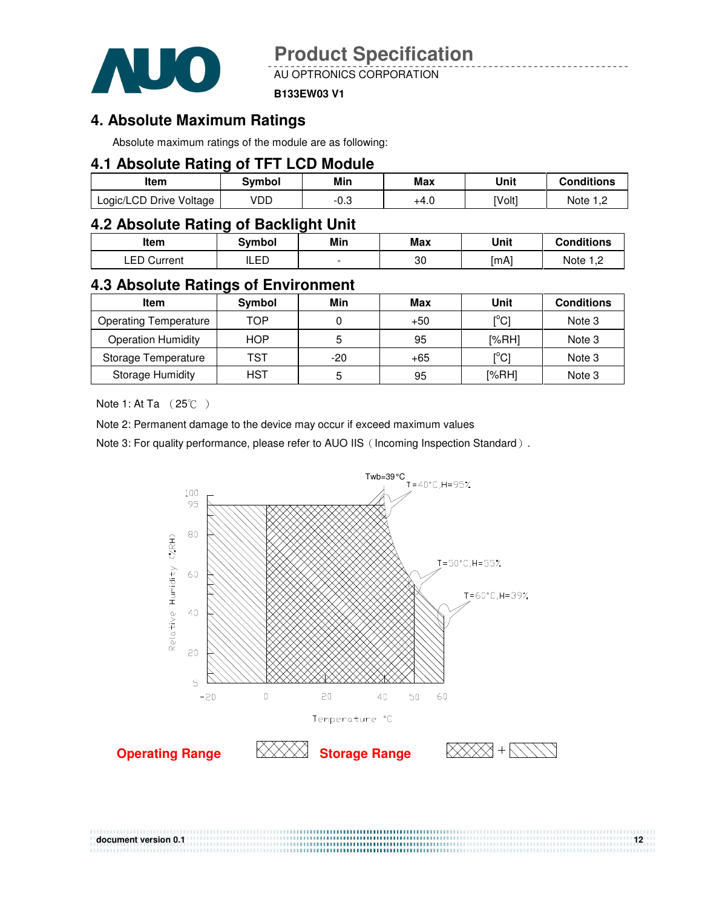## 4. Absolute Maximum Ratings

Absolute maximum ratings of the module are as following:

### 4.1 Absolute Rating of TFT LCD Module

| Item | Symbol | Min | Max | Unit | Conditions |
|---|---|---|---|---|---|
| Logic/LCD Drive Voltage | VDD | -0.3 | +4.0 | [Volt] | Note 1,2 |

### 4.2 Absolute Rating of Backlight Unit

| Item | Symbol | Min | Max | Unit | Conditions |
|---|---|---|---|---|---|
| LED Current | ILED | - | 30 | [mA] | Note 1,2 |

### 4.3 Absolute Ratings of Environment

| Item | Symbol | Min | Max | Unit | Conditions |
|---|---|---|---|---|---|
| Operating Temperature | TOP | 0 | +50 | [°C] | Note 3 |
| Operation Humidity | HOP | 5 | 95 | [%RH] | Note 3 |
| Storage Temperature | TST | -20 | +65 | [°C] | Note 3 |
| Storage Humidity | HST | 5 | 95 | [%RH] | Note 3 |

Note 1: At Ta （25℃ ）

Note 2: Permanent damage to the device may occur if exceed maximum values

Note 3: For quality performance, please refer to AUO IIS（Incoming Inspection Standard）.

Twb=39°C

T=40°C,H=95%

T=50°C,H=55%

T=60°C,H=39%

Relative Humidity (%RH)

Temperature °C

Operating Range

Storage Range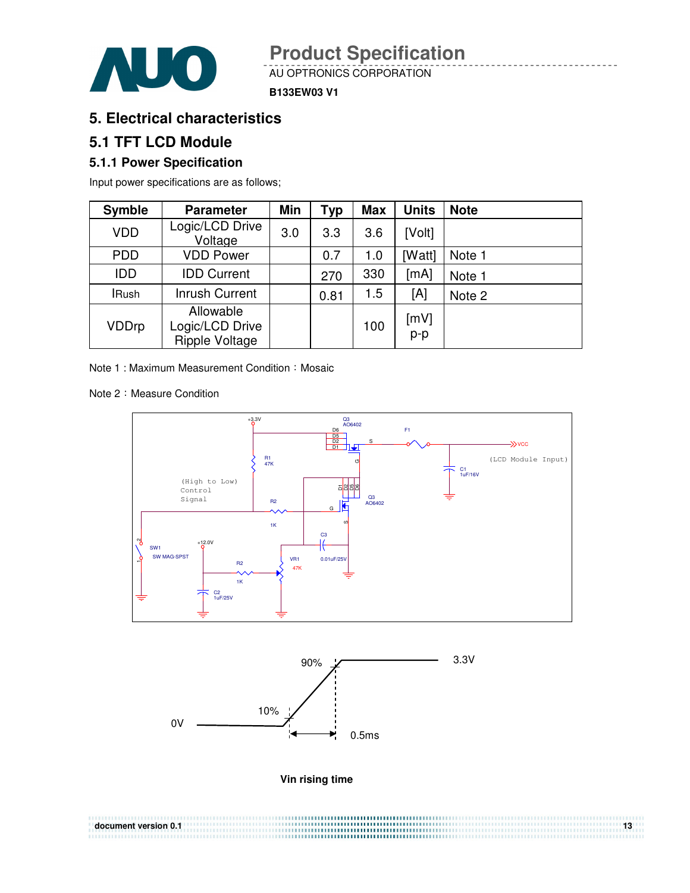# 5. Electrical characteristics

## 5.1 TFT LCD Module

### 5.1.1 Power Specification

Input power specifications are as follows;

| Symble | Parameter | Min | Typ | Max | Units | Note |
|---|---|---|---|---|---|---|
| VDD | Logic/LCD Drive Voltage | 3.0 | 3.3 | 3.6 | [Volt] | |
| PDD | VDD Power | | 0.7 | 1.0 | [Watt] | Note 1 |
| IDD | IDD Current | | 270 | 330 | [mA] | Note 1 |
| IRush | Inrush Current | | 0.81 | 1.5 | [A] | Note 2 |
| VDDrp | Allowable Logic/LCD Drive Ripple Voltage | | | 100 | [mV] p-p | |

Note 1 : Maximum Measurement Condition：Mosaic

Note 2：Measure Condition

Vin rising time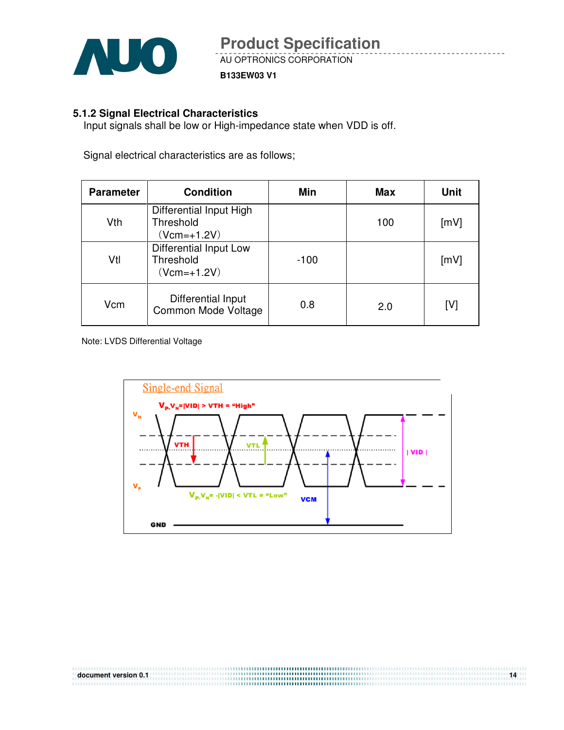### 5.1.2 Signal Electrical Characteristics

Input signals shall be low or High-impedance state when VDD is off.

Signal electrical characteristics are as follows;

| Parameter | Condition | Min | Max | Unit |
|---|---|---|---|---|
| Vth | Differential Input High Threshold (Vcm=+1.2V) | | 100 | [mV] |
| Vtl | Differential Input Low Threshold (Vcm=+1.2V) | -100 | | [mV] |
| Vcm | Differential Input Common Mode Voltage | 0.8 | 2.0 | [V] |

Note: LVDS Differential Voltage

Single-end Signal

$V_P$-$V_N$=|VID| > VTH = "High"

$V_P$-$V_N$= -|VID| < VTL = "Low"

$V_N$, $V_P$, VTH, VTL, | VID |, VCM, GND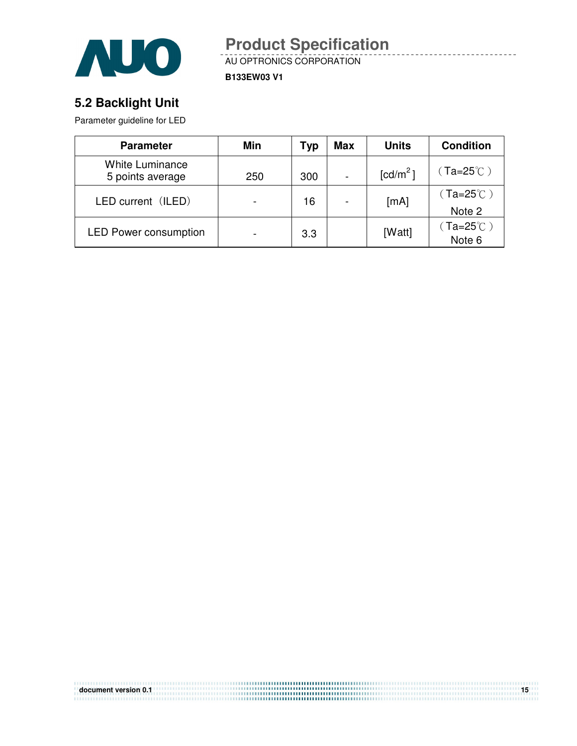## 5.2 Backlight Unit

Parameter guideline for LED

| Parameter | Min | Typ | Max | Units | Condition |
|---|---|---|---|---|---|
| White Luminance 5 points average | 250 | 300 | - | [cd/m$^2$] | （Ta=25℃） |
| LED current（ILED） | - | 16 | - | [mA] | （Ta=25℃） Note 2 |
| LED Power consumption | - | 3.3 | | [Watt] | （Ta=25℃） Note 6 |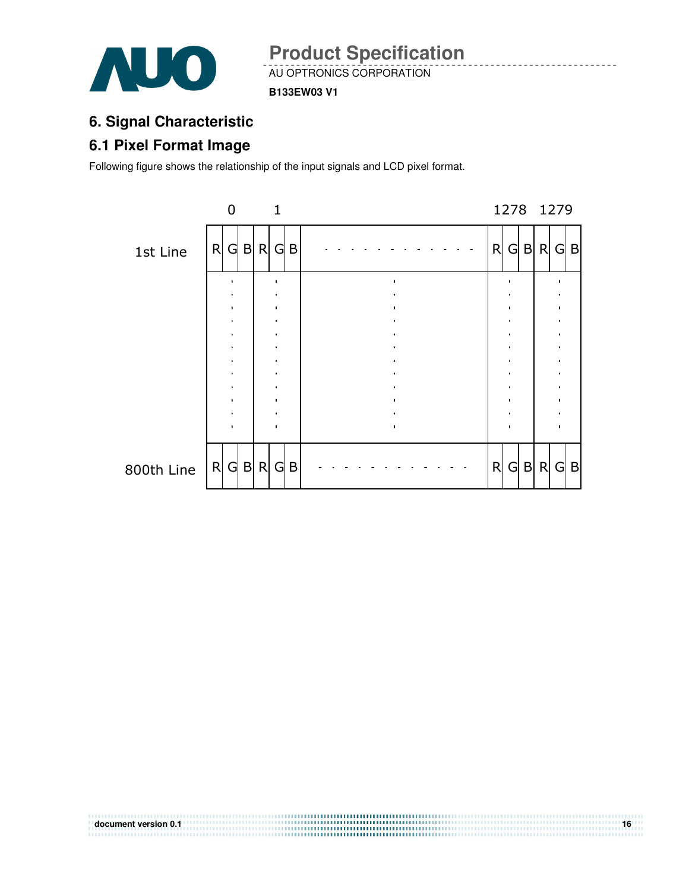# 6. Signal Characteristic

## 6.1 Pixel Format Image

Following figure shows the relationship of the input signals and LCD pixel format.

|  | 0 | | | 1 | | | | 1278 | | | 1279 | | |
|---|---|---|---|---|---|---|---|---|---|---|---|---|---|
| 1st Line | R | G | B | R | G | B | . . . . . . . . . . . . . | R | G | B | R | G | B |
|  | : | | | : | | | : | : | | | : | | |
| 800th Line | R | G | B | R | G | B | . . . . . . . . . . . . . | R | G | B | R | G | B |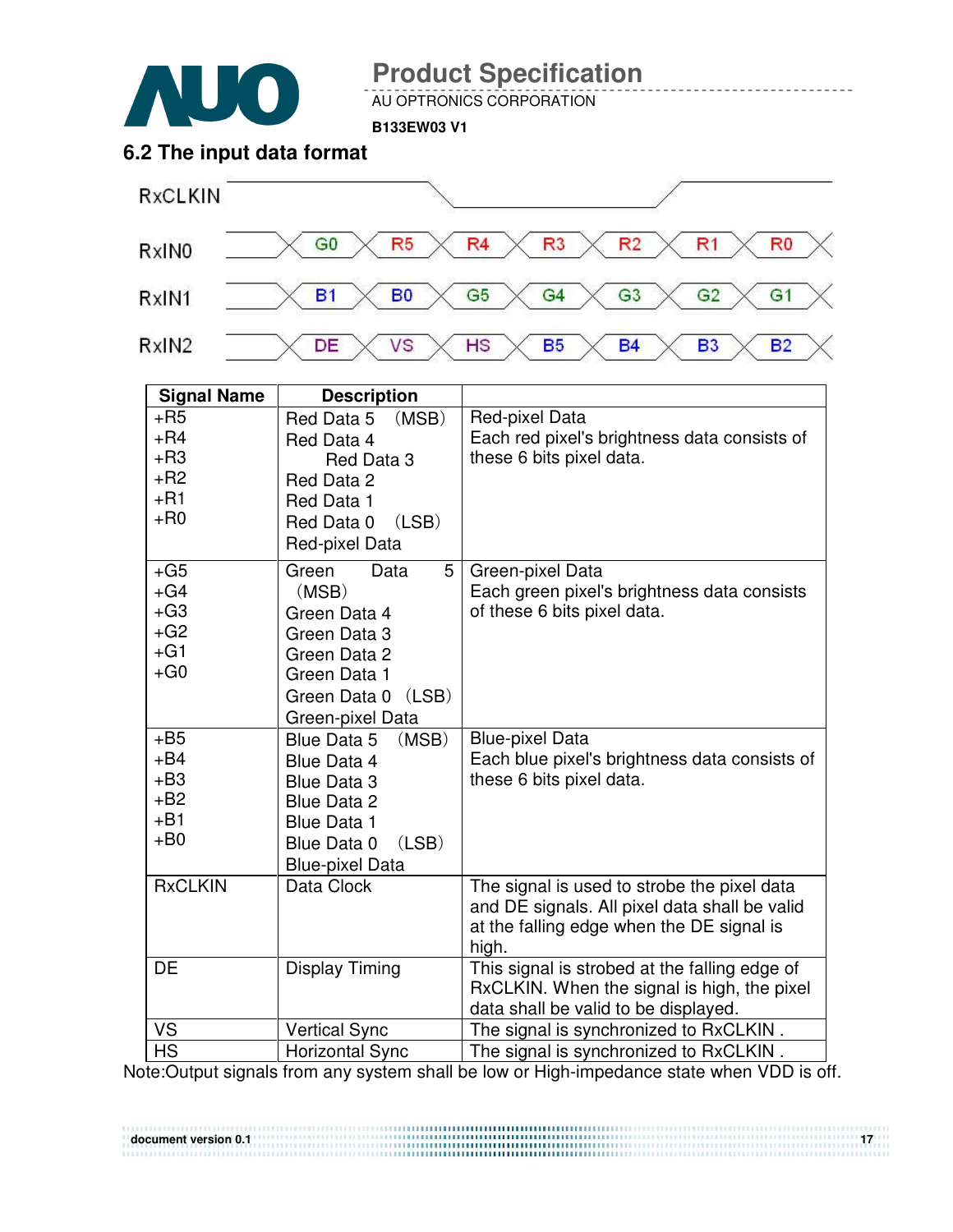## 6.2 The input data format

| RxCLKIN | | | | | | | |
|---|---|---|---|---|---|---|---|
| RxIN0 | G0 | R5 | R4 | R3 | R2 | R1 | R0 |
| RxIN1 | B1 | B0 | G5 | G4 | G3 | G2 | G1 |
| RxIN2 | DE | VS | HS | B5 | B4 | B3 | B2 |

| Signal Name | Description | |
|---|---|---|
| +R5<br>+R4<br>+R3<br>+R2<br>+R1<br>+R0 | Red Data 5 (MSB)<br>Red Data 4<br>Red Data 3<br>Red Data 2<br>Red Data 1<br>Red Data 0 (LSB)<br>Red-pixel Data | Red-pixel Data<br>Each red pixel's brightness data consists of these 6 bits pixel data. |
| +G5<br>+G4<br>+G3<br>+G2<br>+G1<br>+G0 | Green Data 5 (MSB)<br>Green Data 4<br>Green Data 3<br>Green Data 2<br>Green Data 1<br>Green Data 0 (LSB)<br>Green-pixel Data | Green-pixel Data<br>Each green pixel's brightness data consists of these 6 bits pixel data. |
| +B5<br>+B4<br>+B3<br>+B2<br>+B1<br>+B0 | Blue Data 5 (MSB)<br>Blue Data 4<br>Blue Data 3<br>Blue Data 2<br>Blue Data 1<br>Blue Data 0 (LSB)<br>Blue-pixel Data | Blue-pixel Data<br>Each blue pixel's brightness data consists of these 6 bits pixel data. |
| RxCLKIN | Data Clock | The signal is used to strobe the pixel data and DE signals. All pixel data shall be valid at the falling edge when the DE signal is high. |
| DE | Display Timing | This signal is strobed at the falling edge of RxCLKIN. When the signal is high, the pixel data shall be valid to be displayed. |
| VS | Vertical Sync | The signal is synchronized to RxCLKIN . |
| HS | Horizontal Sync | The signal is synchronized to RxCLKIN . |

Note:Output signals from any system shall be low or High-impedance state when VDD is off.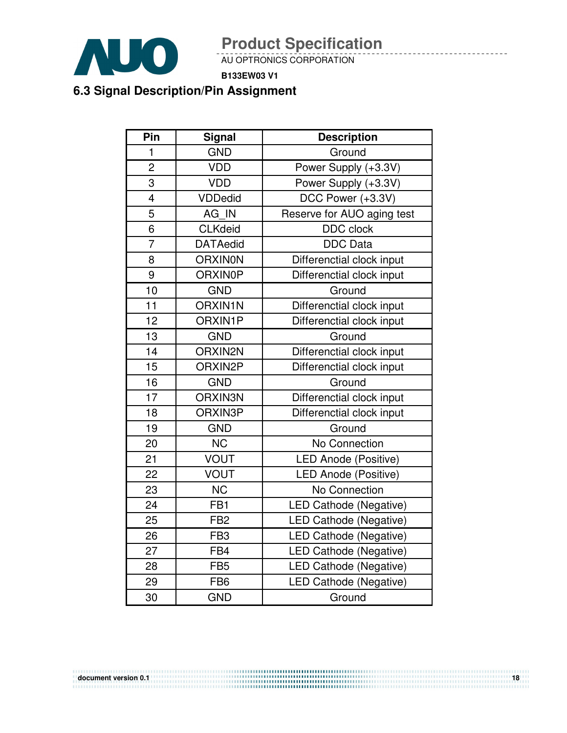## 6.3 Signal Description/Pin Assignment

| Pin | Signal | Description |
|---|---|---|
| 1 | GND | Ground |
| 2 | VDD | Power Supply (+3.3V) |
| 3 | VDD | Power Supply (+3.3V) |
| 4 | VDDedid | DCC Power (+3.3V) |
| 5 | AG_IN | Reserve for AUO aging test |
| 6 | CLKdeid | DDC clock |
| 7 | DATAedid | DDC Data |
| 8 | ORXIN0N | Differenctial clock input |
| 9 | ORXIN0P | Differenctial clock input |
| 10 | GND | Ground |
| 11 | ORXIN1N | Differenctial clock input |
| 12 | ORXIN1P | Differenctial clock input |
| 13 | GND | Ground |
| 14 | ORXIN2N | Differenctial clock input |
| 15 | ORXIN2P | Differenctial clock input |
| 16 | GND | Ground |
| 17 | ORXIN3N | Differenctial clock input |
| 18 | ORXIN3P | Differenctial clock input |
| 19 | GND | Ground |
| 20 | NC | No Connection |
| 21 | VOUT | LED Anode (Positive) |
| 22 | VOUT | LED Anode (Positive) |
| 23 | NC | No Connection |
| 24 | FB1 | LED Cathode (Negative) |
| 25 | FB2 | LED Cathode (Negative) |
| 26 | FB3 | LED Cathode (Negative) |
| 27 | FB4 | LED Cathode (Negative) |
| 28 | FB5 | LED Cathode (Negative) |
| 29 | FB6 | LED Cathode (Negative) |
| 30 | GND | Ground |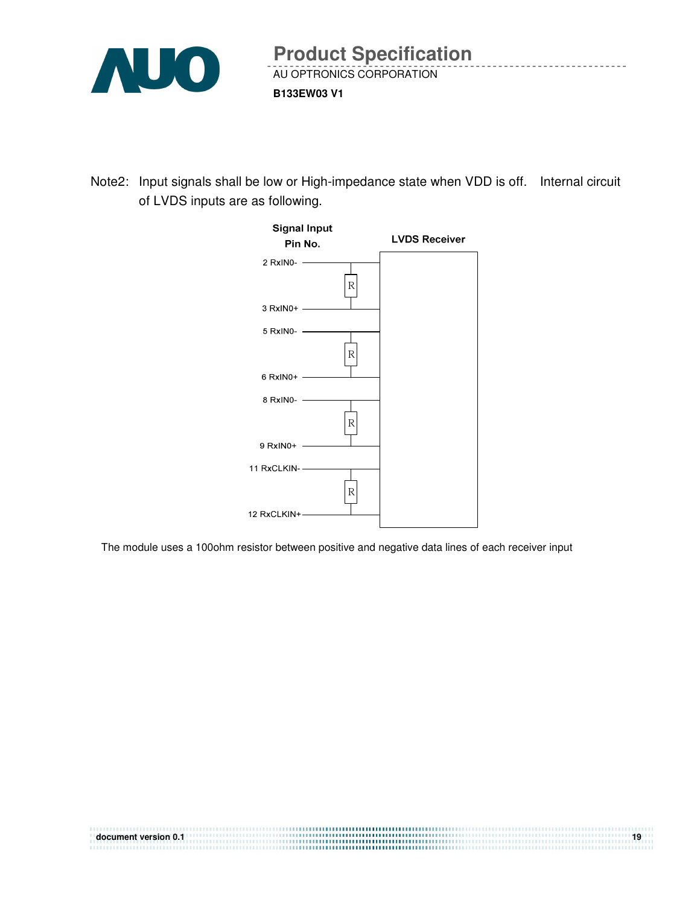Note2: Input signals shall be low or High-impedance state when VDD is off. Internal circuit of LVDS inputs are as following.

| Signal Input Pin No. | LVDS Receiver |
| --- | --- |
| 2 RxIN0- | R |
| 3 RxIN0+ | |
| 5 RxIN0- | R |
| 6 RxIN0+ | |
| 8 RxIN0- | R |
| 9 RxIN0+ | |
| 11 RxCLKIN- | R |
| 12 RxCLKIN+ | |

The module uses a 100ohm resistor between positive and negative data lines of each receiver input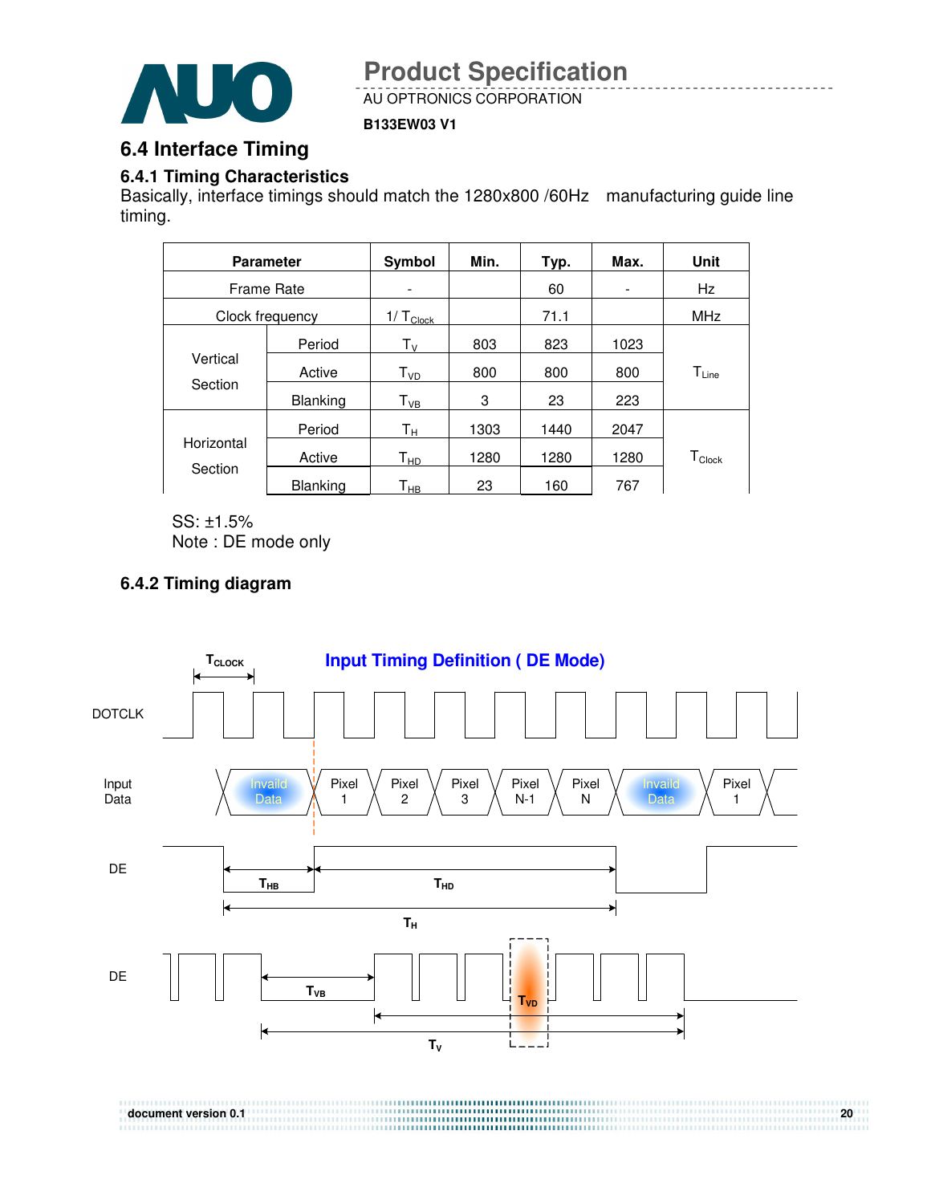## 6.4 Interface Timing

### 6.4.1 Timing Characteristics

Basically, interface timings should match the 1280x800 /60Hz manufacturing guide line timing.

| Parameter | | Symbol | Min. | Typ. | Max. | Unit |
|---|---|---|---|---|---|---|
| Frame Rate | | - | | 60 | - | Hz |
| Clock frequency | | $1/T_{Clock}$ | | 71.1 | | MHz |
| Vertical Section | Period | $T_V$ | 803 | 823 | 1023 | $T_{Line}$ |
| | Active | $T_{VD}$ | 800 | 800 | 800 | |
| | Blanking | $T_{VB}$ | 3 | 23 | 223 | |
| Horizontal Section | Period | $T_H$ | 1303 | 1440 | 2047 | $T_{Clock}$ |
| | Active | $T_{HD}$ | 1280 | 1280 | 1280 | |
| | Blanking | $T_{HB}$ | 23 | 160 | 767 | |

SS: ±1.5%

Note : DE mode only

### 6.4.2 Timing diagram

**Input Timing Definition ( DE Mode)**

$T_{CLOCK}$

DOTCLK

Input Data: Invaild Data | Pixel 1 | Pixel 2 | Pixel 3 | Pixel N-1 | Pixel N | Invaild Data | Pixel 1

DE: $T_{HB}$, $T_{HD}$, $T_H$

DE: $T_{VB}$, $T_{VD}$, $T_V$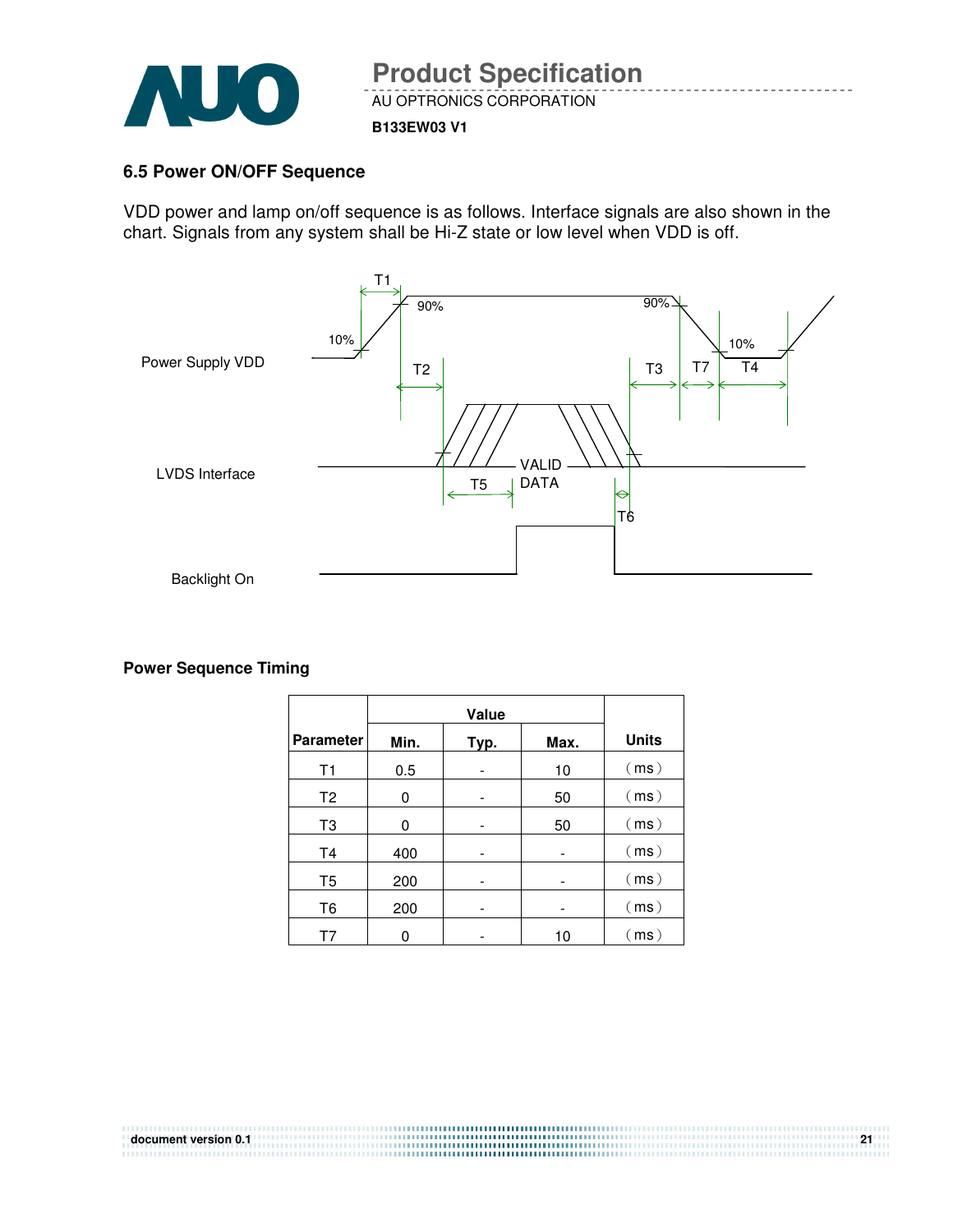### 6.5 Power ON/OFF Sequence

VDD power and lamp on/off sequence is as follows. Interface signals are also shown in the chart. Signals from any system shall be Hi-Z state or low level when VDD is off.

Power Supply VDD

LVDS Interface

VALID DATA

Backlight On

T1 T2 T3 T4 T5 T6 T7 10% 90% 90% 10%

**Power Sequence Timing**

| Parameter | Value | | | Units |
|---|---|---|---|---|
| | Min. | Typ. | Max. | |
| T1 | 0.5 | - | 10 | (ms) |
| T2 | 0 | - | 50 | (ms) |
| T3 | 0 | - | 50 | (ms) |
| T4 | 400 | - | - | (ms) |
| T5 | 200 | - | - | (ms) |
| T6 | 200 | - | - | (ms) |
| T7 | 0 | - | 10 | (ms) |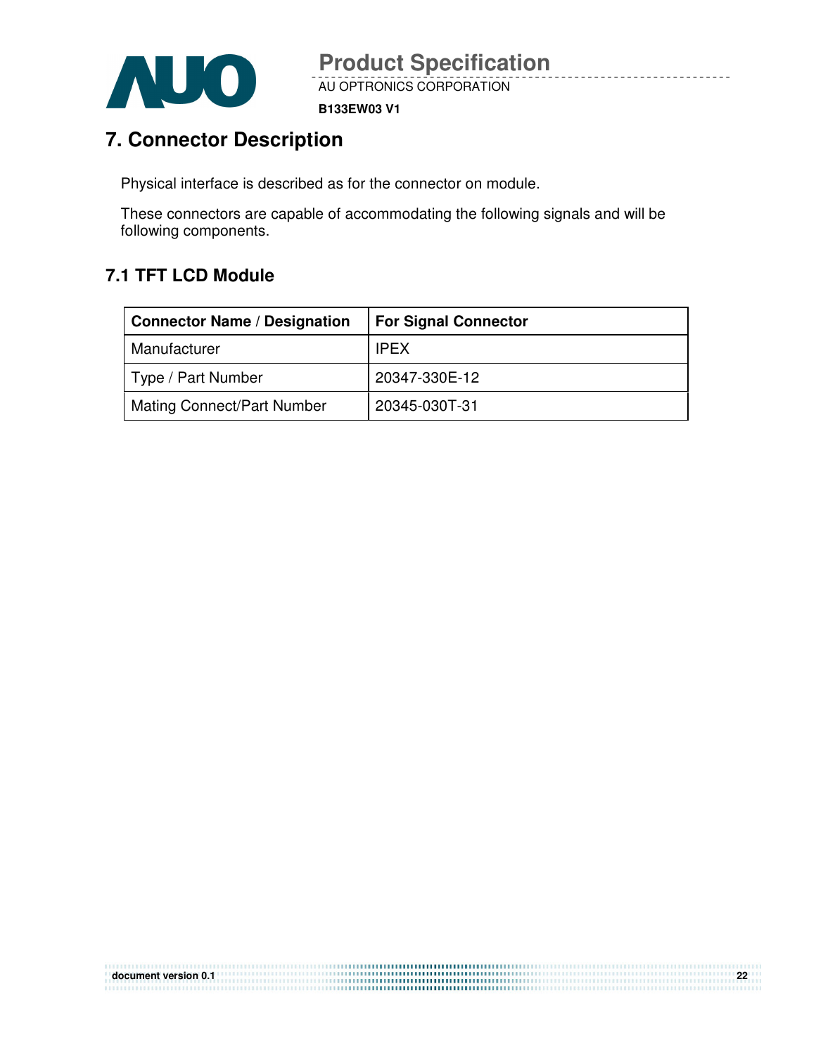## 7. Connector Description

Physical interface is described as for the connector on module.

These connectors are capable of accommodating the following signals and will be following components.

### 7.1 TFT LCD Module

| Connector Name / Designation | For Signal Connector |
|---|---|
| Manufacturer | IPEX |
| Type / Part Number | 20347-330E-12 |
| Mating Connect/Part Number | 20345-030T-31 |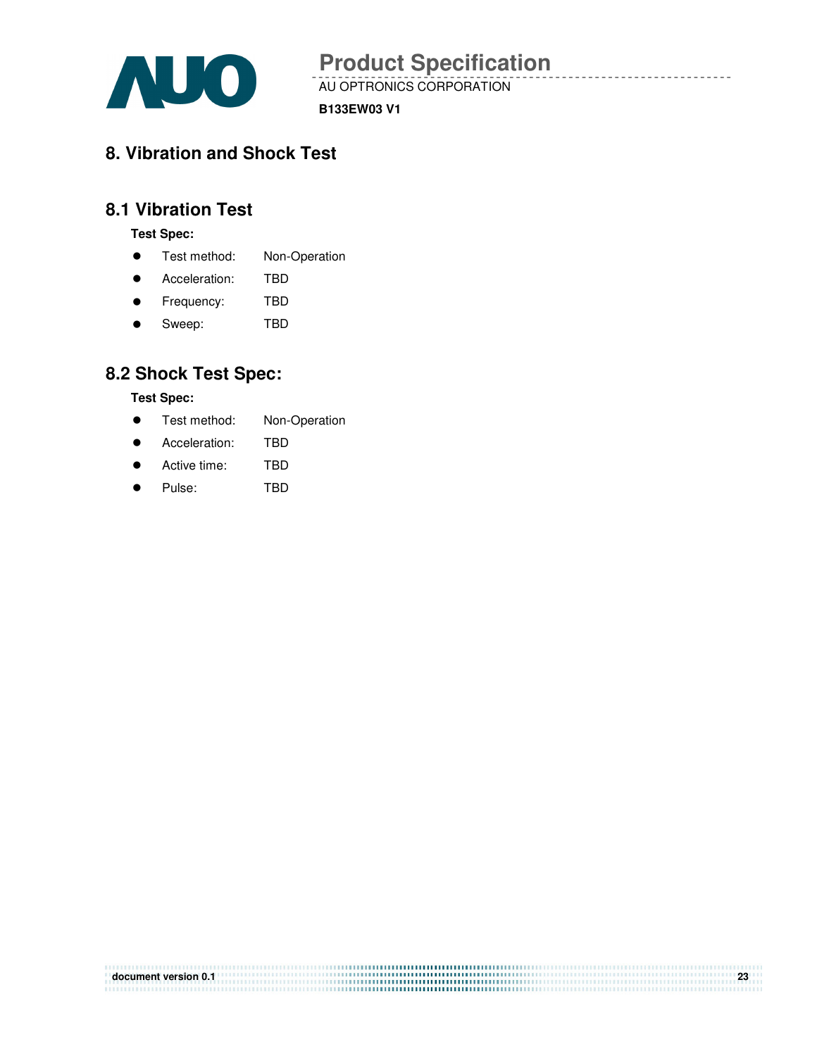# 8. Vibration and Shock Test

## 8.1 Vibration Test

**Test Spec:**

- Test method: Non-Operation
- Acceleration: TBD
- Frequency: TBD
- Sweep: TBD

## 8.2 Shock Test Spec:

**Test Spec:**

- Test method: Non-Operation
- Acceleration: TBD
- Active time: TBD
- Pulse: TBD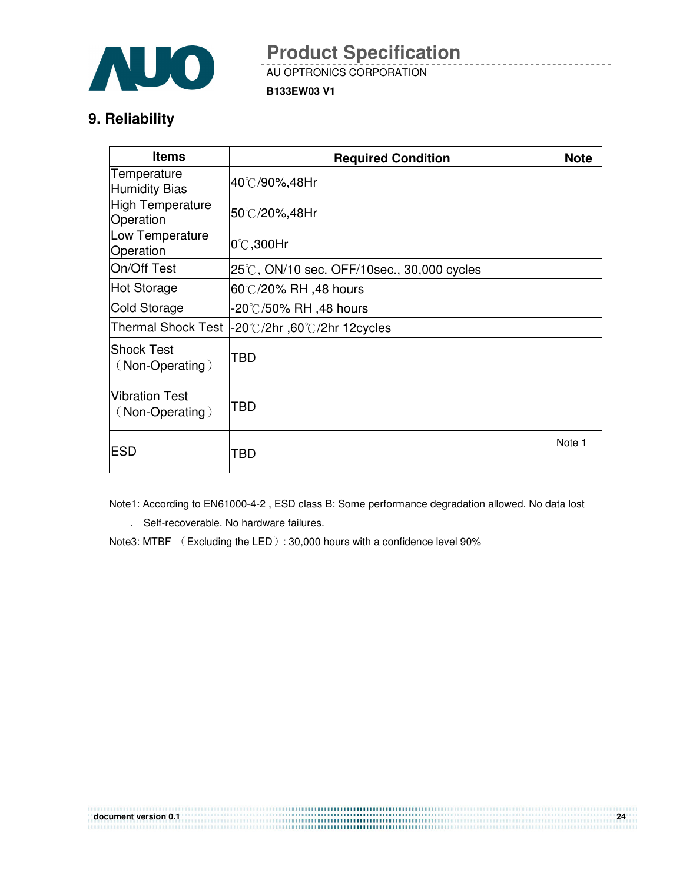## 9. Reliability

| Items | Required Condition | Note |
|---|---|---|
| Temperature Humidity Bias | 40℃/90%,48Hr | |
| High Temperature Operation | 50℃/20%,48Hr | |
| Low Temperature Operation | 0℃,300Hr | |
| On/Off Test | 25℃, ON/10 sec. OFF/10sec., 30,000 cycles | |
| Hot Storage | 60℃/20% RH ,48 hours | |
| Cold Storage | -20℃/50% RH ,48 hours | |
| Thermal Shock Test | -20℃/2hr ,60℃/2hr 12cycles | |
| Shock Test （Non-Operating） | TBD | |
| Vibration Test （Non-Operating） | TBD | |
| ESD | TBD | Note 1 |

Note1: According to EN61000-4-2 , ESD class B: Some performance degradation allowed. No data lost

. Self-recoverable. No hardware failures.

Note3: MTBF （Excluding the LED）: 30,000 hours with a confidence level 90%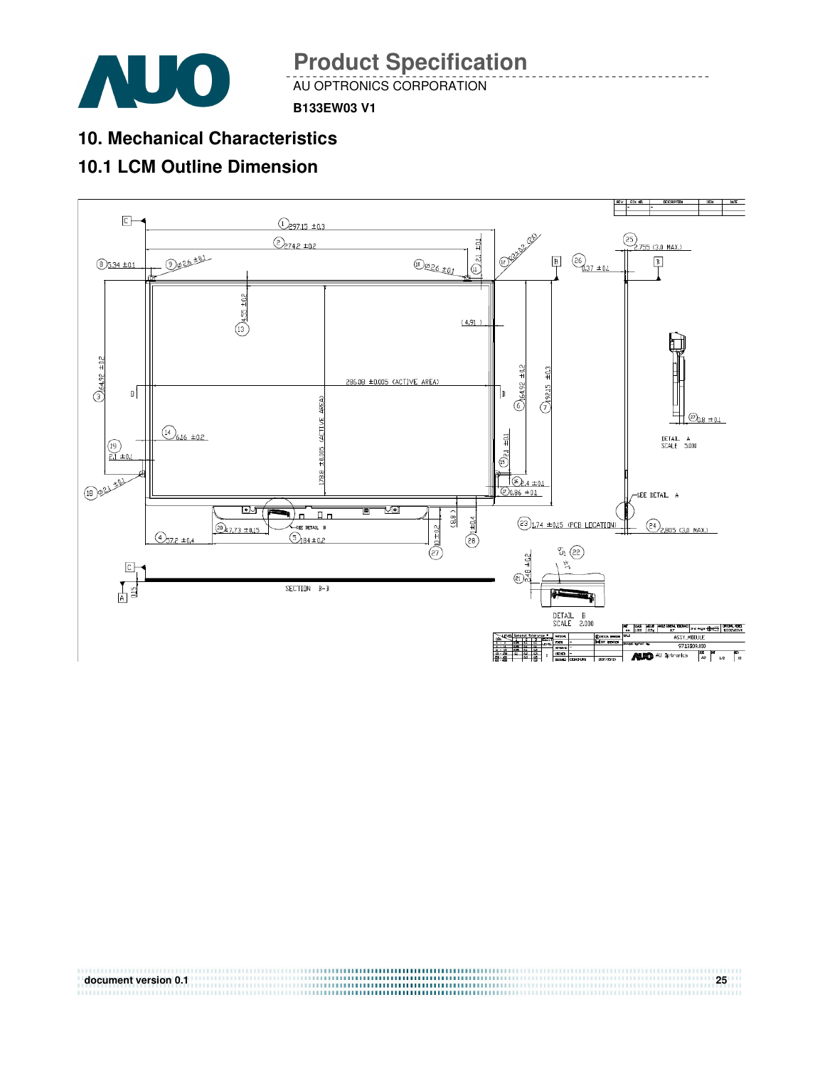## 10. Mechanical Characteristics

## 10.1 LCM Outline Dimension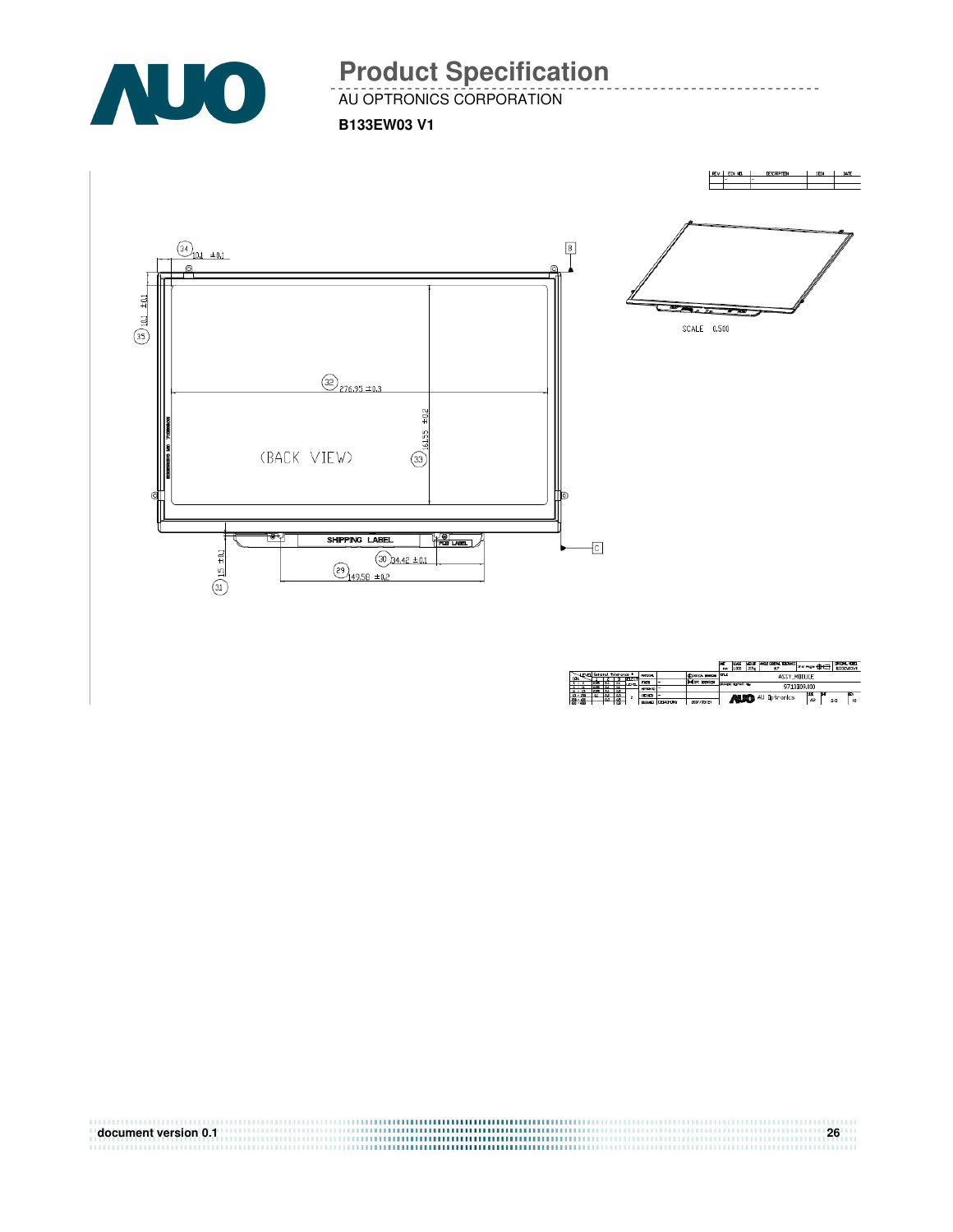# Product Specification

AU OPTRONICS CORPORATION

**B133EW03 V1**

| REV | ECN NO. | DESCRIPTION | SIGN | DATE |
|---|---|---|---|---|
| - | - | - | | |

(34) 10.1 ±0.1

(35) 10.1 ±0.1

(32) 276.95 ±0.3

(33) 161.55 ±0.2

(BACK VIEW)

SHIPPING LABEL

PCB LABEL

(30) 34.42 ±0.1

(29) 149.58 ±0.2

(31) 1.5 ±0.1

B

C

SCALE 0.500

ASSY_MODULE

97133E09.400

AU Optronics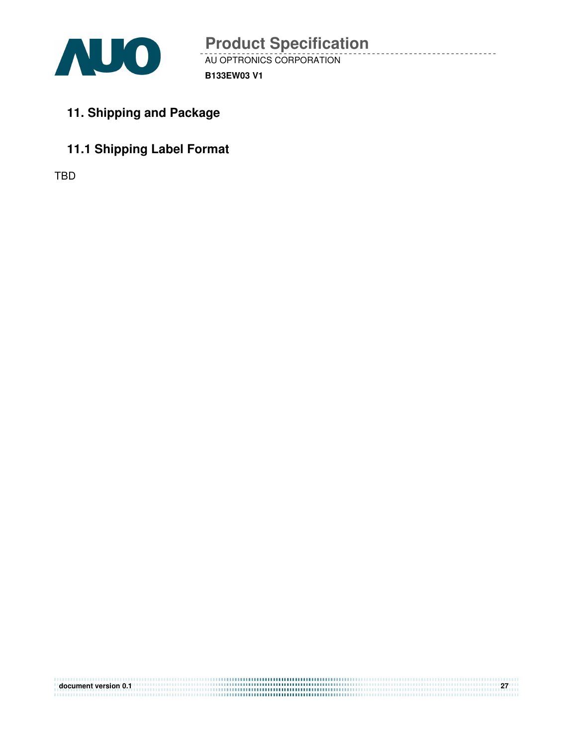## 11. Shipping and Package

## 11.1 Shipping Label Format

TBD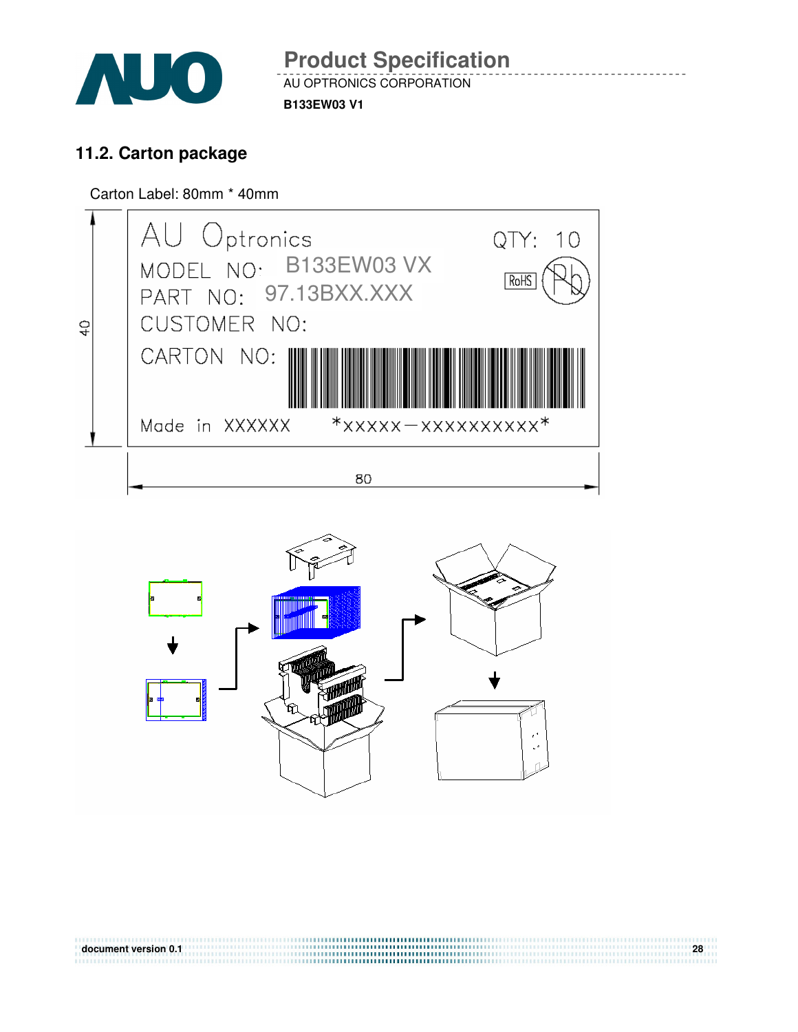## 11.2. Carton package

Carton Label: 80mm * 40mm

AU Optronics

QTY: 10

MODEL NO: B133EW03 VX

PART NO: 97.13BXX.XXX

CUSTOMER NO:

CARTON NO:

Made in XXXXXX *XXXXX−XXXXXXXXXX*

RoHS

40

80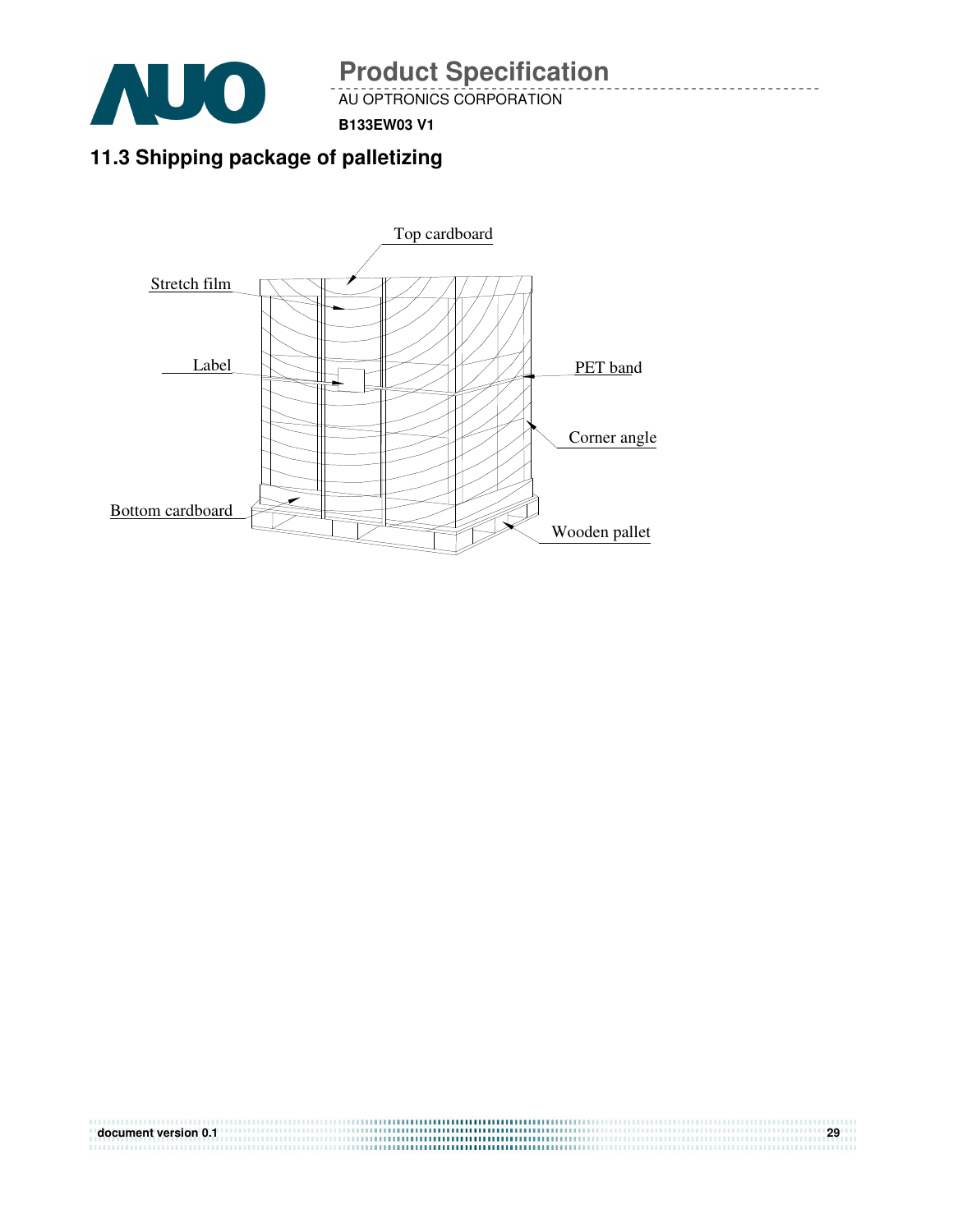## 11.3 Shipping package of palletizing

Top cardboard

Stretch film

Label

PET band

Corner angle

Bottom cardboard

Wooden pallet